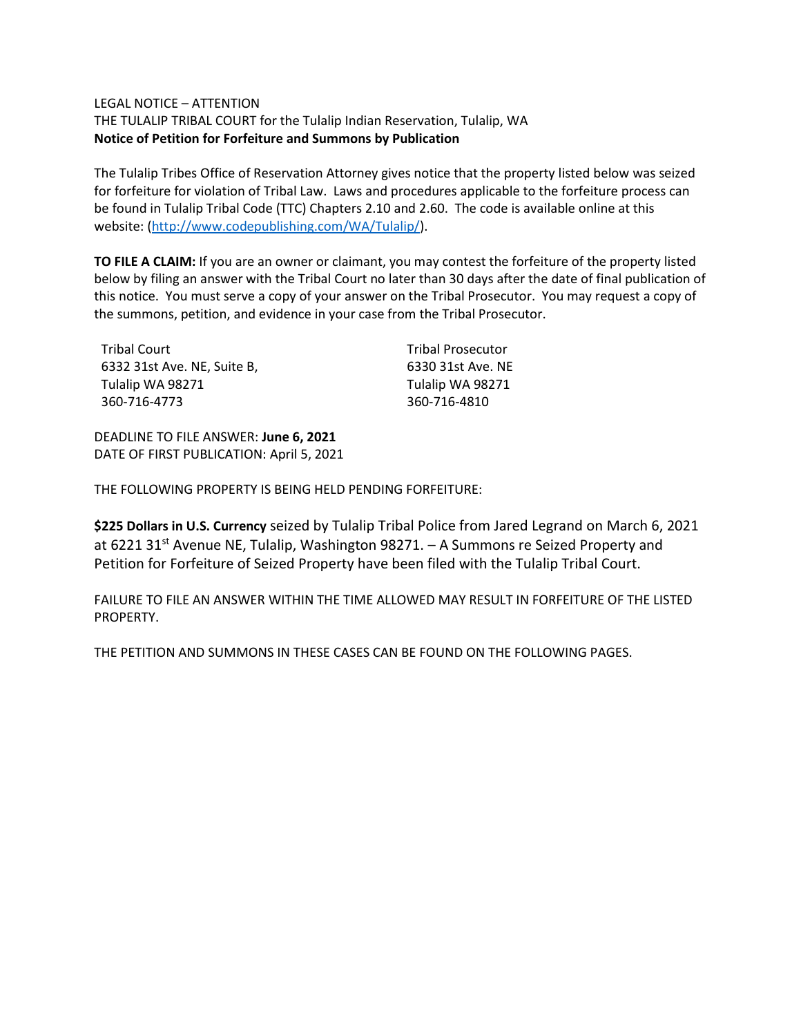LEGAL NOTICE – ATTENTION

THE TULALIP TRIBAL COURT for the Tulalip Indian Reservation, Tulalip, WA

**Notice of Petition for Forfeiture and Summons by Publication**

The Tulalip Tribes Office of Reservation Attorney gives notice that the property listed below was seized for forfeiture for violation of Tribal Law. Laws and procedures applicable to the forfeiture process can be found in Tulalip Tribal Code (TTC) Chapters 2.10 and 2.60. The code is available online at this website: (http://www.codepublishing.com/WA/Tulalip/).

**TO FILE A CLAIM:** If you are an owner or claimant, you may contest the forfeiture of the property listed below by filing an answer with the Tribal Court no later than 30 days after the date of final publication of this notice. You must serve a copy of your answer on the Tribal Prosecutor. You may request a copy of the summons, petition, and evidence in your case from the Tribal Prosecutor.

Tribal Court
6332 31st Ave. NE, Suite B,
Tulalip WA 98271
360-716-4773

Tribal Prosecutor
6330 31st Ave. NE
Tulalip WA 98271
360-716-4810

DEADLINE TO FILE ANSWER: **June 6, 2021**
DATE OF FIRST PUBLICATION: April 5, 2021

THE FOLLOWING PROPERTY IS BEING HELD PENDING FORFEITURE:

**$225 Dollars in U.S. Currency** seized by Tulalip Tribal Police from Jared Legrand on March 6, 2021 at 6221 31st Avenue NE, Tulalip, Washington 98271. – A Summons re Seized Property and Petition for Forfeiture of Seized Property have been filed with the Tulalip Tribal Court.

FAILURE TO FILE AN ANSWER WITHIN THE TIME ALLOWED MAY RESULT IN FORFEITURE OF THE LISTED PROPERTY.

THE PETITION AND SUMMONS IN THESE CASES CAN BE FOUND ON THE FOLLOWING PAGES.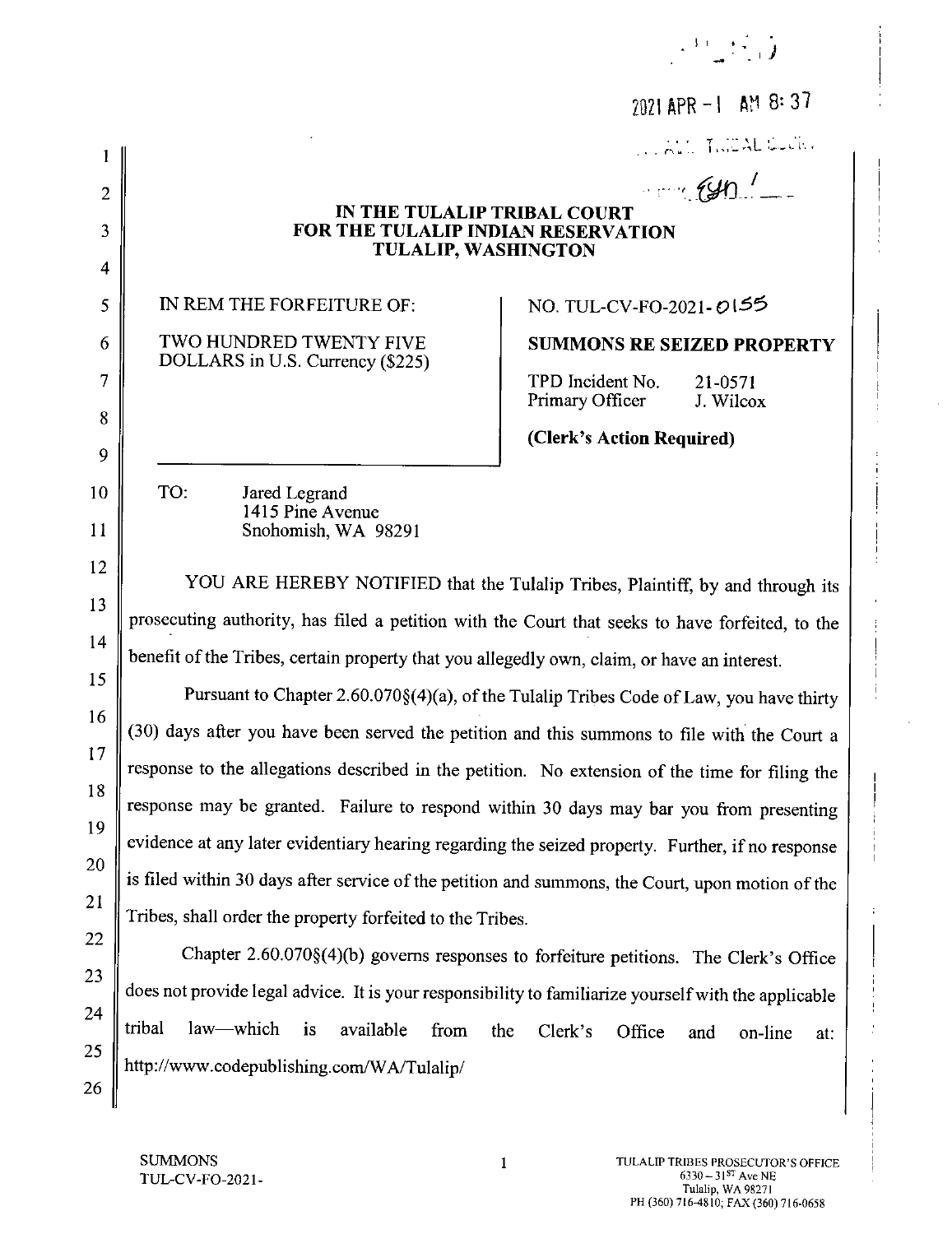2021 APR - 1 AM 8: 37

**IN THE TULALIP TRIBAL COURT**
**FOR THE TULALIP INDIAN RESERVATION**
**TULALIP, WASHINGTON**

| IN REM THE FORFEITURE OF: TWO HUNDRED TWENTY FIVE DOLLARS in U.S. Currency ($225) | NO. TUL-CV-FO-2021-0155 **SUMMONS RE SEIZED PROPERTY** TPD Incident No. 21-0571 Primary Officer J. Wilcox **(Clerk's Action Required)** |
|---|---|

TO: Jared Legrand
1415 Pine Avenue
Snohomish, WA 98291

YOU ARE HEREBY NOTIFIED that the Tulalip Tribes, Plaintiff, by and through its prosecuting authority, has filed a petition with the Court that seeks to have forfeited, to the benefit of the Tribes, certain property that you allegedly own, claim, or have an interest.

Pursuant to Chapter 2.60.070§(4)(a), of the Tulalip Tribes Code of Law, you have thirty (30) days after you have been served the petition and this summons to file with the Court a response to the allegations described in the petition. No extension of the time for filing the response may be granted. Failure to respond within 30 days may bar you from presenting evidence at any later evidentiary hearing regarding the seized property. Further, if no response is filed within 30 days after service of the petition and summons, the Court, upon motion of the Tribes, shall order the property forfeited to the Tribes.

Chapter 2.60.070§(4)(b) governs responses to forfeiture petitions. The Clerk's Office does not provide legal advice. It is your responsibility to familiarize yourself with the applicable tribal law—which is available from the Clerk's Office and on-line at: http://www.codepublishing.com/WA/Tulalip/

SUMMONS
TUL-CV-FO-2021-

TULALIP TRIBES PROSECUTOR'S OFFICE
6330 – 31ST Ave NE
Tulalip, WA 98271
PH (360) 716-4810; FAX (360) 716-0658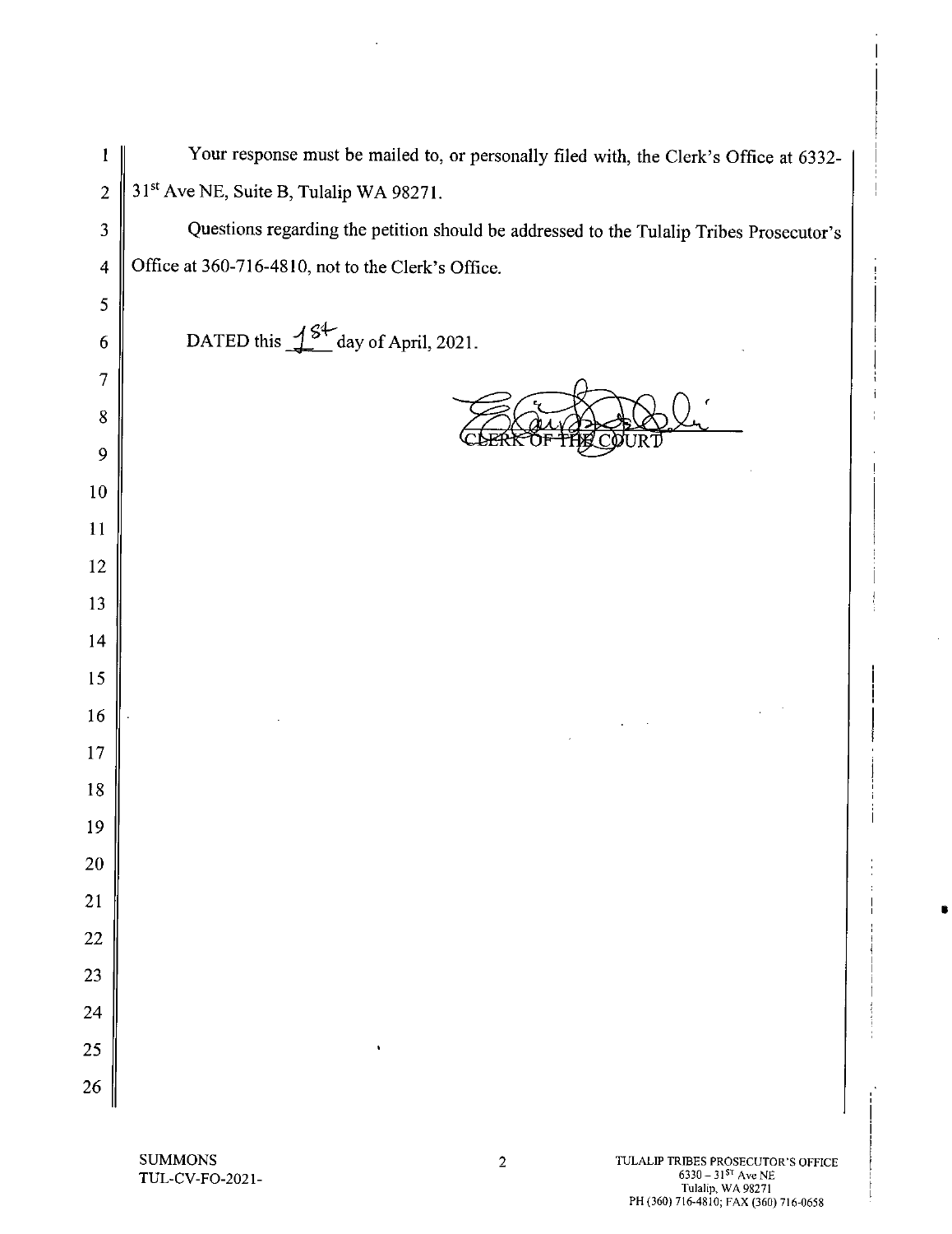Your response must be mailed to, or personally filed with, the Clerk's Office at 6332-31st Ave NE, Suite B, Tulalip WA 98271.

Questions regarding the petition should be addressed to the Tulalip Tribes Prosecutor's Office at 360-716-4810, not to the Clerk's Office.

DATED this 1st day of April, 2021.

CLERK OF THE COURT

SUMMONS
TUL-CV-FO-2021-

TULALIP TRIBES PROSECUTOR'S OFFICE
6330 – 31ST Ave NE
Tulalip, WA 98271
PH (360) 716-4810; FAX (360) 716-0658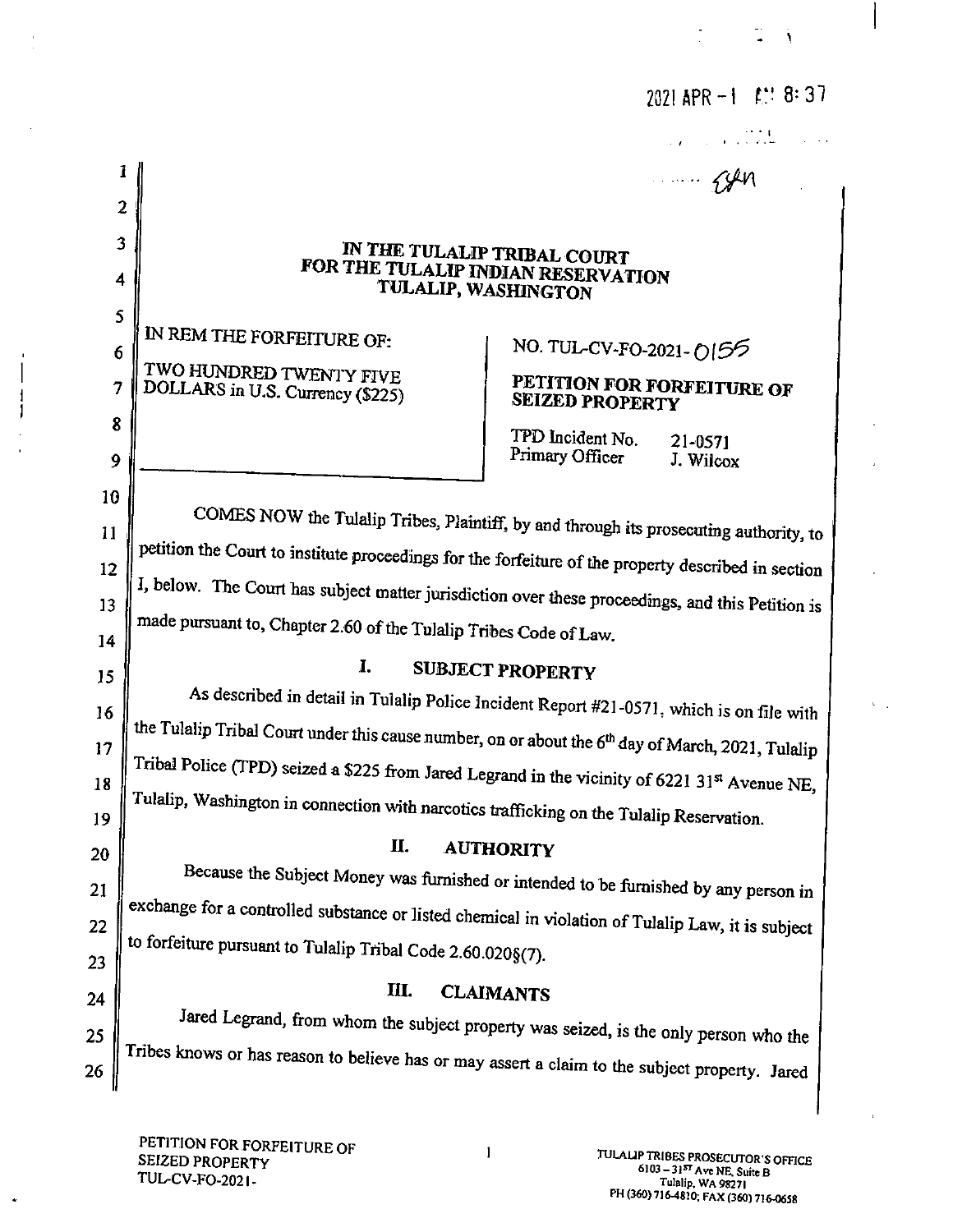2021 APR -1 AM 8:37

IN THE TULALIP TRIBAL COURT
FOR THE TULALIP INDIAN RESERVATION
TULALIP, WASHINGTON

| IN REM THE FORFEITURE OF: TWO HUNDRED TWENTY FIVE DOLLARS in U.S. Currency ($225) | NO. TUL-CV-FO-2021-0155 **PETITION FOR FORFEITURE OF SEIZED PROPERTY** TPD Incident No. 21-0571 Primary Officer J. Wilcox |
|---|---|

COMES NOW the Tulalip Tribes, Plaintiff, by and through its prosecuting authority, to petition the Court to institute proceedings for the forfeiture of the property described in section I, below. The Court has subject matter jurisdiction over these proceedings, and this Petition is made pursuant to, Chapter 2.60 of the Tulalip Tribes Code of Law.

## I. SUBJECT PROPERTY

As described in detail in Tulalip Police Incident Report #21-0571, which is on file with the Tulalip Tribal Court under this cause number, on or about the 6th day of March, 2021, Tulalip Tribal Police (TPD) seized a $225 from Jared Legrand in the vicinity of 6221 31st Avenue NE, Tulalip, Washington in connection with narcotics trafficking on the Tulalip Reservation.

## II. AUTHORITY

Because the Subject Money was furnished or intended to be furnished by any person in exchange for a controlled substance or listed chemical in violation of Tulalip Law, it is subject to forfeiture pursuant to Tulalip Tribal Code 2.60.020§(7).

## III. CLAIMANTS

Jared Legrand, from whom the subject property was seized, is the only person who the Tribes knows or has reason to believe has or may assert a claim to the subject property. Jared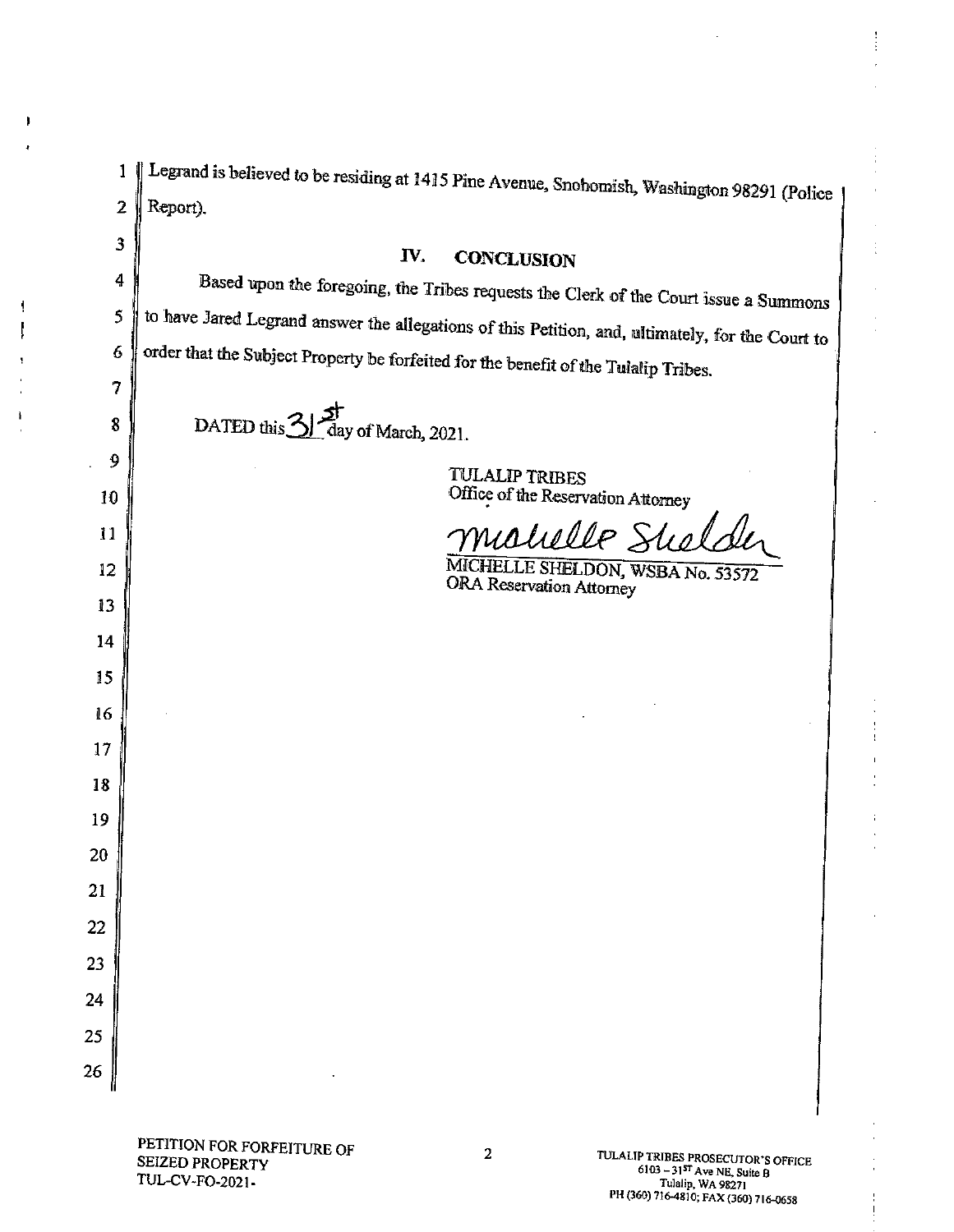Legrand is believed to be residing at 1415 Pine Avenue, Snohomish, Washington 98291 (Police Report).

## IV. CONCLUSION

Based upon the foregoing, the Tribes requests the Clerk of the Court issue a Summons to have Jared Legrand answer the allegations of this Petition, and, ultimately, for the Court to order that the Subject Property be forfeited for the benefit of the Tulalip Tribes.

DATED this 31st day of March, 2021.

TULALIP TRIBES
Office of the Reservation Attorney

Michelle Sheldon

MICHELLE SHELDON, WSBA No. 53572
ORA Reservation Attorney

PETITION FOR FORFEITURE OF SEIZED PROPERTY
TUL-CV-FO-2021-

TULALIP TRIBES PROSECUTOR'S OFFICE
6103 – 31ST Ave NE, Suite B
Tulalip, WA 98271
PH (360) 716-4810; FAX (360) 716-0658